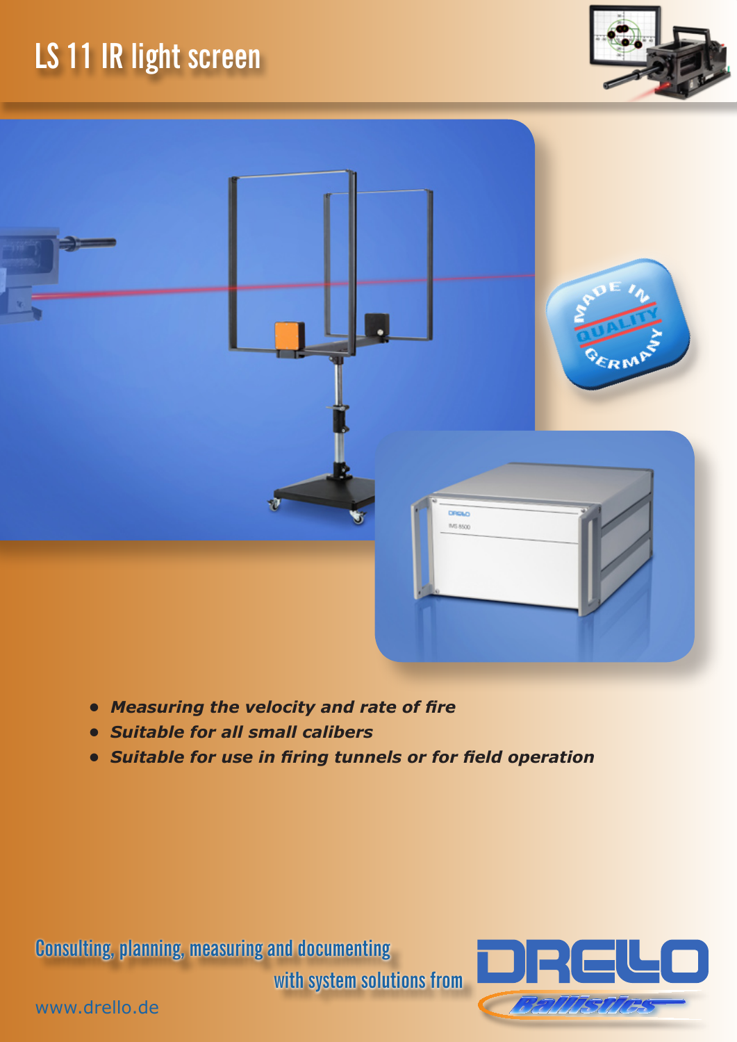# LS 11 IR light screen

- ***Measuring the velocity and rate of fire***
- ***Suitable for all small calibers***
- ***Suitable for use in firing tunnels or for field operation***

Consulting, planning, measuring and documenting with system solutions from

DRELLO Ballistics

www.drello.de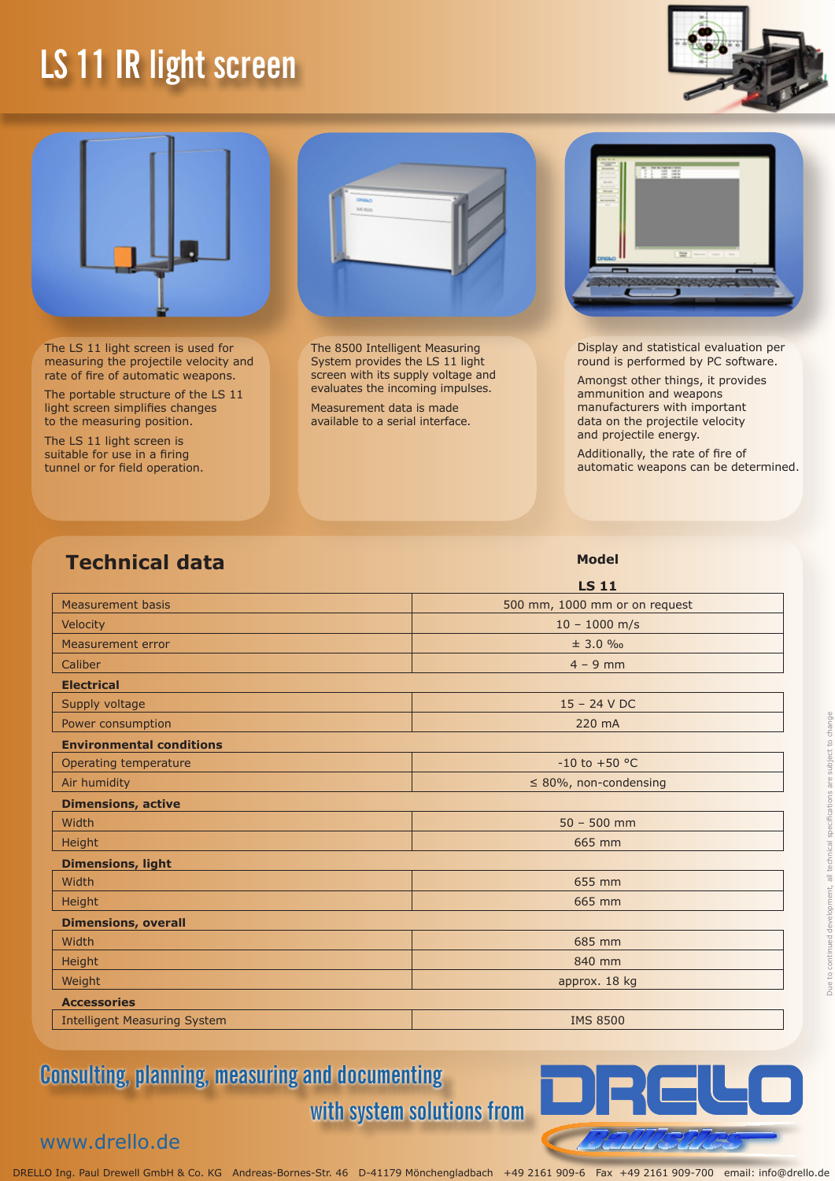# LS 11 IR light screen

The LS 11 light screen is used for measuring the projectile velocity and rate of fire of automatic weapons.

The portable structure of the LS 11 light screen simplifies changes to the measuring position.

The LS 11 light screen is suitable for use in a firing tunnel or for field operation.

The 8500 Intelligent Measuring System provides the LS 11 light screen with its supply voltage and evaluates the incoming impulses.

Measurement data is made available to a serial interface.

Display and statistical evaluation per round is performed by PC software.

Amongst other things, it provides ammunition and weapons manufacturers with important data on the projectile velocity and projectile energy.

Additionally, the rate of fire of automatic weapons can be determined.

## Technical data

| | Model<br>**LS 11** |
|---|---|
| Measurement basis | 500 mm, 1000 mm or on request |
| Velocity | 10 – 1000 m/s |
| Measurement error | ± 3.0 ‰ |
| Caliber | 4 – 9 mm |
| **Electrical** | |
| Supply voltage | 15 – 24 V DC |
| Power consumption | 220 mA |
| **Environmental conditions** | |
| Operating temperature | -10 to +50 °C |
| Air humidity | ≤ 80%, non-condensing |
| **Dimensions, active** | |
| Width | 50 – 500 mm |
| Height | 665 mm |
| **Dimensions, light** | |
| Width | 655 mm |
| Height | 665 mm |
| **Dimensions, overall** | |
| Width | 685 mm |
| Height | 840 mm |
| Weight | approx. 18 kg |
| **Accessories** | |
| Intelligent Measuring System | IMS 8500 |

Due to continued development, all technical specifications are subject to change

Consulting, planning, measuring and documenting with system solutions from

DRELLO Ballistics

www.drello.de

DRELLO Ing. Paul Drewell GmbH & Co. KG Andreas-Bornes-Str. 46 D-41179 Mönchengladbach +49 2161 909-6 Fax +49 2161 909-700 email: info@drello.de